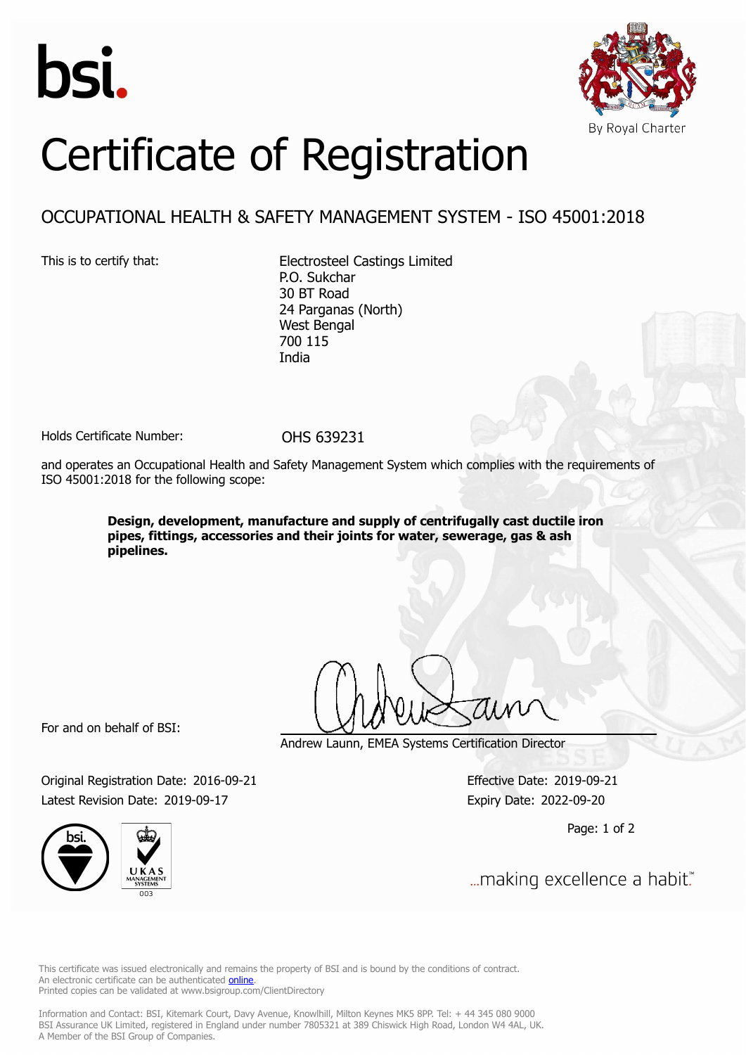bsi.

By Royal Charter

# Certificate of Registration

## OCCUPATIONAL HEALTH & SAFETY MANAGEMENT SYSTEM - ISO 45001:2018

This is to certify that:

Electrosteel Castings Limited
P.O. Sukchar
30 BT Road
24 Parganas (North)
West Bengal
700 115
India

Holds Certificate Number: OHS 639231

and operates an Occupational Health and Safety Management System which complies with the requirements of ISO 45001:2018 for the following scope:

**Design, development, manufacture and supply of centrifugally cast ductile iron pipes, fittings, accessories and their joints for water, sewerage, gas & ash pipelines.**

For and on behalf of BSI:

Andrew Launn, EMEA Systems Certification Director

Original Registration Date: 2016-09-21
Latest Revision Date: 2019-09-17

Effective Date: 2019-09-21
Expiry Date: 2022-09-20

...making excellence a habit.™

This certificate was issued electronically and remains the property of BSI and is bound by the conditions of contract.
An electronic certificate can be authenticated online.
Printed copies can be validated at www.bsigroup.com/ClientDirectory

Information and Contact: BSI, Kitemark Court, Davy Avenue, Knowlhill, Milton Keynes MK5 8PP. Tel: + 44 345 080 9000
BSI Assurance UK Limited, registered in England under number 7805321 at 389 Chiswick High Road, London W4 4AL, UK.
A Member of the BSI Group of Companies.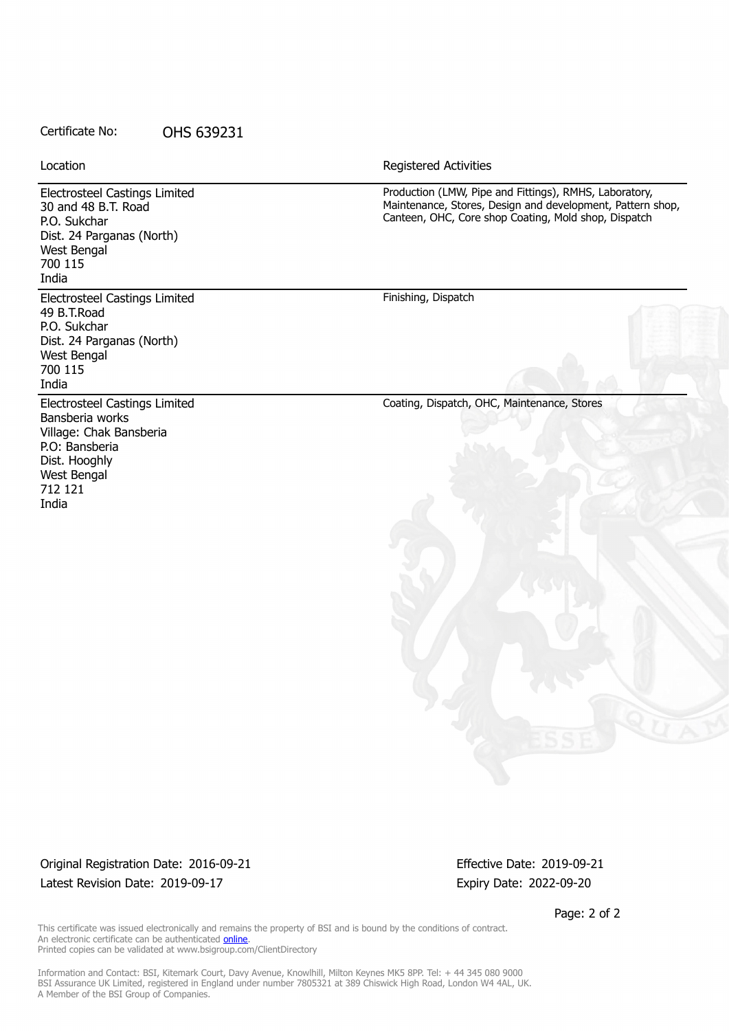Certificate No: OHS 639231

| Location | Registered Activities |
| --- | --- |
| Electrosteel Castings Limited<br>30 and 48 B.T. Road<br>P.O. Sukchar<br>Dist. 24 Parganas (North)<br>West Bengal<br>700 115<br>India | Production (LMW, Pipe and Fittings), RMHS, Laboratory, Maintenance, Stores, Design and development, Pattern shop, Canteen, OHC, Core shop Coating, Mold shop, Dispatch |
| Electrosteel Castings Limited<br>49 B.T.Road<br>P.O. Sukchar<br>Dist. 24 Parganas (North)<br>West Bengal<br>700 115<br>India | Finishing, Dispatch |
| Electrosteel Castings Limited<br>Bansberia works<br>Village: Chak Bansberia<br>P.O: Bansberia<br>Dist. Hooghly<br>West Bengal<br>712 121<br>India | Coating, Dispatch, OHC, Maintenance, Stores |

Original Registration Date: 2016-09-21
Latest Revision Date: 2019-09-17

Effective Date: 2019-09-21
Expiry Date: 2022-09-20

This certificate was issued electronically and remains the property of BSI and is bound by the conditions of contract.
An electronic certificate can be authenticated online.
Printed copies can be validated at www.bsigroup.com/ClientDirectory

Information and Contact: BSI, Kitemark Court, Davy Avenue, Knowlhill, Milton Keynes MK5 8PP. Tel: + 44 345 080 9000
BSI Assurance UK Limited, registered in England under number 7805321 at 389 Chiswick High Road, London W4 4AL, UK.
A Member of the BSI Group of Companies.